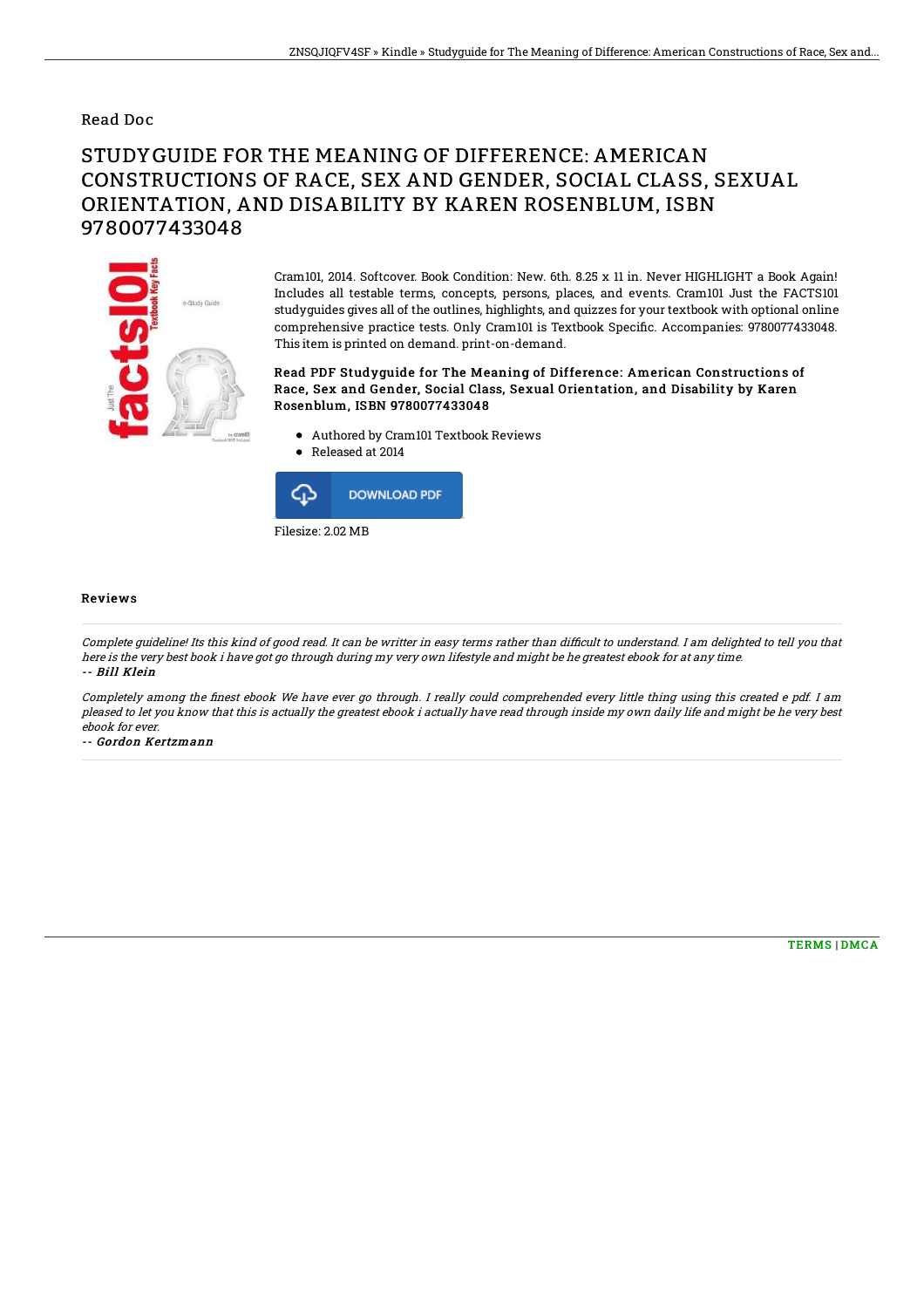Read Doc

# STUDYGUIDE FOR THE MEANING OF DIFFERENCE: AMERICAN CONSTRUCTIONS OF RACE, SEX AND GENDER, SOCIAL CLASS, SEXUAL ORIENTATION, AND DISABILITY BY KAREN ROSENBLUM, ISBN 9780077433048

Cram101, 2014. Softcover. Book Condition: New. 6th. 8.25 x 11 in. Never HIGHLIGHT a Book Again! Includes all testable terms, concepts, persons, places, and events. Cram101 Just the FACTS101 studyguides gives all of the outlines, highlights, and quizzes for your textbook with optional online comprehensive practice tests. Only Cram101 is Textbook Specific. Accompanies: 9780077433048. This item is printed on demand. print-on-demand.

### Read PDF Studyguide for The Meaning of Difference: American Constructions of Race, Sex and Gender, Social Class, Sexual Orientation, and Disability by Karen Rosenblum, ISBN 9780077433048

- Authored by Cram101 Textbook Reviews
- Released at 2014

DOWNLOAD PDF

Filesize: 2.02 MB

## Reviews

*Complete guideline! Its this kind of good read. It can be writter in easy terms rather than difficult to understand. I am delighted to tell you that here is the very best book i have got go through during my very own lifestyle and might be he greatest ebook for at any time.*

*-- Bill Klein*

*Completely among the finest ebook We have ever go through. I really could comprehended every little thing using this created e pdf. I am pleased to let you know that this is actually the greatest ebook i actually have read through inside my own daily life and might be he very best ebook for ever.*

*-- Gordon Kertzmann*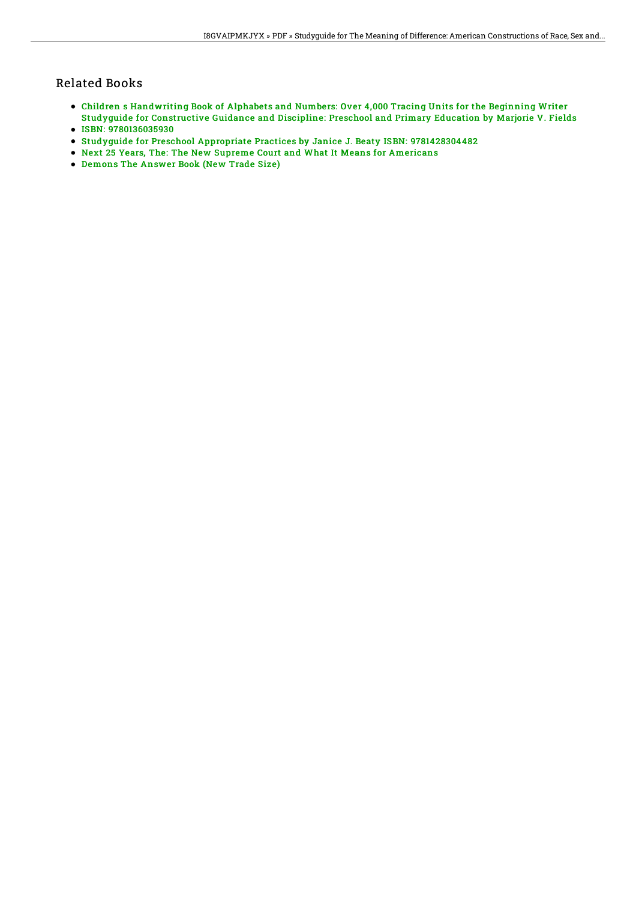## Related Books

- Children s Handwriting Book of Alphabets and Numbers: Over 4,000 Tracing Units for the Beginning Writer Studyguide for Constructive Guidance and Discipline: Preschool and Primary Education by Marjorie V. Fields
- ISBN: 9780136035930
- Studyguide for Preschool Appropriate Practices by Janice J. Beaty ISBN: 9781428304482
- Next 25 Years, The: The New Supreme Court and What It Means for Americans
- Demons The Answer Book (New Trade Size)